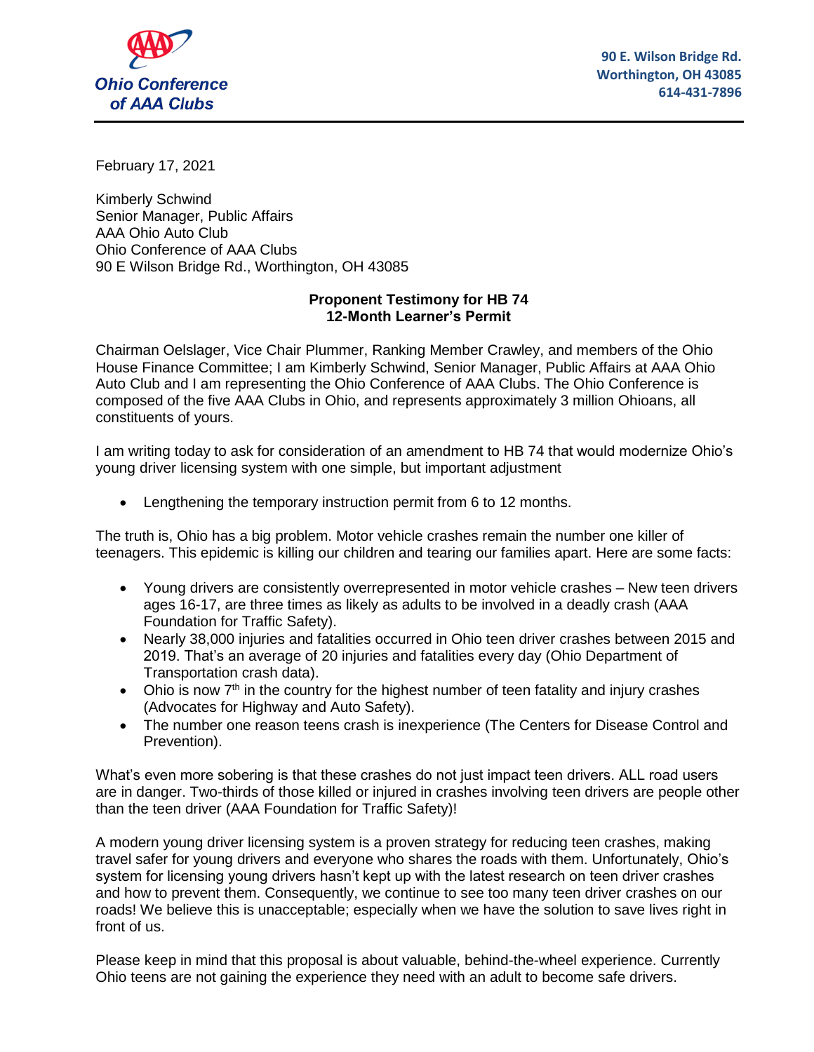Ohio Conference of AAA Clubs

90 E. Wilson Bridge Rd.
Worthington, OH 43085
614-431-7896

February 17, 2021

Kimberly Schwind
Senior Manager, Public Affairs
AAA Ohio Auto Club
Ohio Conference of AAA Clubs
90 E Wilson Bridge Rd., Worthington, OH 43085

**Proponent Testimony for HB 74**
**12-Month Learner's Permit**

Chairman Oelslager, Vice Chair Plummer, Ranking Member Crawley, and members of the Ohio House Finance Committee; I am Kimberly Schwind, Senior Manager, Public Affairs at AAA Ohio Auto Club and I am representing the Ohio Conference of AAA Clubs. The Ohio Conference is composed of the five AAA Clubs in Ohio, and represents approximately 3 million Ohioans, all constituents of yours.

I am writing today to ask for consideration of an amendment to HB 74 that would modernize Ohio's young driver licensing system with one simple, but important adjustment

- Lengthening the temporary instruction permit from 6 to 12 months.

The truth is, Ohio has a big problem. Motor vehicle crashes remain the number one killer of teenagers. This epidemic is killing our children and tearing our families apart. Here are some facts:

- Young drivers are consistently overrepresented in motor vehicle crashes – New teen drivers ages 16-17, are three times as likely as adults to be involved in a deadly crash (AAA Foundation for Traffic Safety).
- Nearly 38,000 injuries and fatalities occurred in Ohio teen driver crashes between 2015 and 2019. That's an average of 20 injuries and fatalities every day (Ohio Department of Transportation crash data).
- Ohio is now 7th in the country for the highest number of teen fatality and injury crashes (Advocates for Highway and Auto Safety).
- The number one reason teens crash is inexperience (The Centers for Disease Control and Prevention).

What's even more sobering is that these crashes do not just impact teen drivers. ALL road users are in danger. Two-thirds of those killed or injured in crashes involving teen drivers are people other than the teen driver (AAA Foundation for Traffic Safety)!

A modern young driver licensing system is a proven strategy for reducing teen crashes, making travel safer for young drivers and everyone who shares the roads with them. Unfortunately, Ohio's system for licensing young drivers hasn't kept up with the latest research on teen driver crashes and how to prevent them. Consequently, we continue to see too many teen driver crashes on our roads! We believe this is unacceptable; especially when we have the solution to save lives right in front of us.

Please keep in mind that this proposal is about valuable, behind-the-wheel experience. Currently Ohio teens are not gaining the experience they need with an adult to become safe drivers.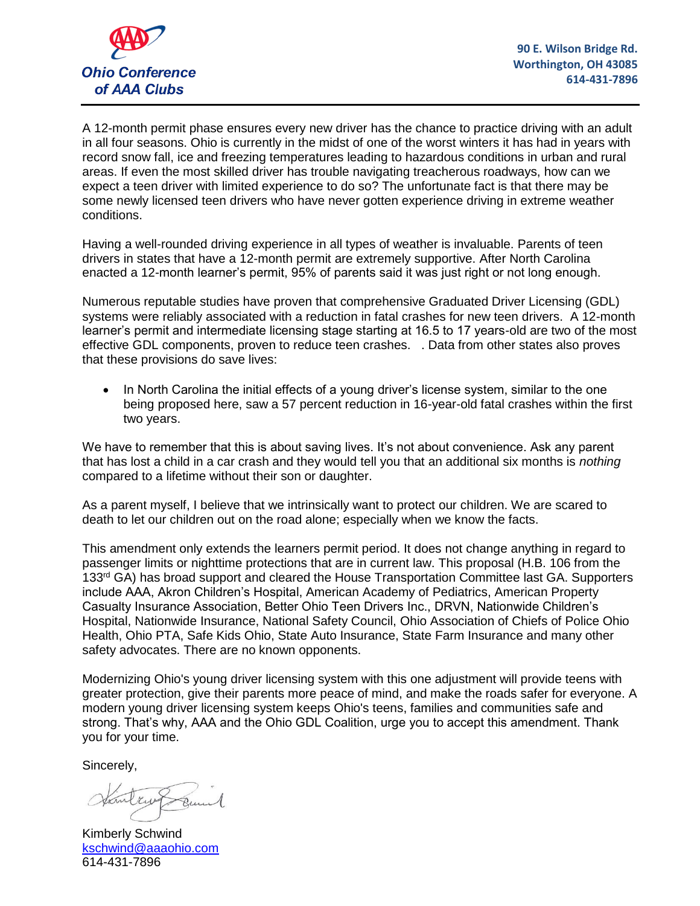Ohio Conference of AAA Clubs

90 E. Wilson Bridge Rd.
Worthington, OH 43085
614-431-7896

A 12-month permit phase ensures every new driver has the chance to practice driving with an adult in all four seasons. Ohio is currently in the midst of one of the worst winters it has had in years with record snow fall, ice and freezing temperatures leading to hazardous conditions in urban and rural areas. If even the most skilled driver has trouble navigating treacherous roadways, how can we expect a teen driver with limited experience to do so? The unfortunate fact is that there may be some newly licensed teen drivers who have never gotten experience driving in extreme weather conditions.

Having a well-rounded driving experience in all types of weather is invaluable. Parents of teen drivers in states that have a 12-month permit are extremely supportive. After North Carolina enacted a 12-month learner's permit, 95% of parents said it was just right or not long enough.

Numerous reputable studies have proven that comprehensive Graduated Driver Licensing (GDL) systems were reliably associated with a reduction in fatal crashes for new teen drivers. A 12-month learner's permit and intermediate licensing stage starting at 16.5 to 17 years-old are two of the most effective GDL components, proven to reduce teen crashes. . Data from other states also proves that these provisions do save lives:

- In North Carolina the initial effects of a young driver's license system, similar to the one being proposed here, saw a 57 percent reduction in 16-year-old fatal crashes within the first two years.

We have to remember that this is about saving lives. It's not about convenience. Ask any parent that has lost a child in a car crash and they would tell you that an additional six months is *nothing* compared to a lifetime without their son or daughter.

As a parent myself, I believe that we intrinsically want to protect our children. We are scared to death to let our children out on the road alone; especially when we know the facts.

This amendment only extends the learners permit period. It does not change anything in regard to passenger limits or nighttime protections that are in current law. This proposal (H.B. 106 from the 133rd GA) has broad support and cleared the House Transportation Committee last GA. Supporters include AAA, Akron Children's Hospital, American Academy of Pediatrics, American Property Casualty Insurance Association, Better Ohio Teen Drivers Inc., DRVN, Nationwide Children's Hospital, Nationwide Insurance, National Safety Council, Ohio Association of Chiefs of Police Ohio Health, Ohio PTA, Safe Kids Ohio, State Auto Insurance, State Farm Insurance and many other safety advocates. There are no known opponents.

Modernizing Ohio's young driver licensing system with this one adjustment will provide teens with greater protection, give their parents more peace of mind, and make the roads safer for everyone. A modern young driver licensing system keeps Ohio's teens, families and communities safe and strong. That's why, AAA and the Ohio GDL Coalition, urge you to accept this amendment. Thank you for your time.

Sincerely,

Kimberly Schwind
kschwind@aaaohio.com
614-431-7896